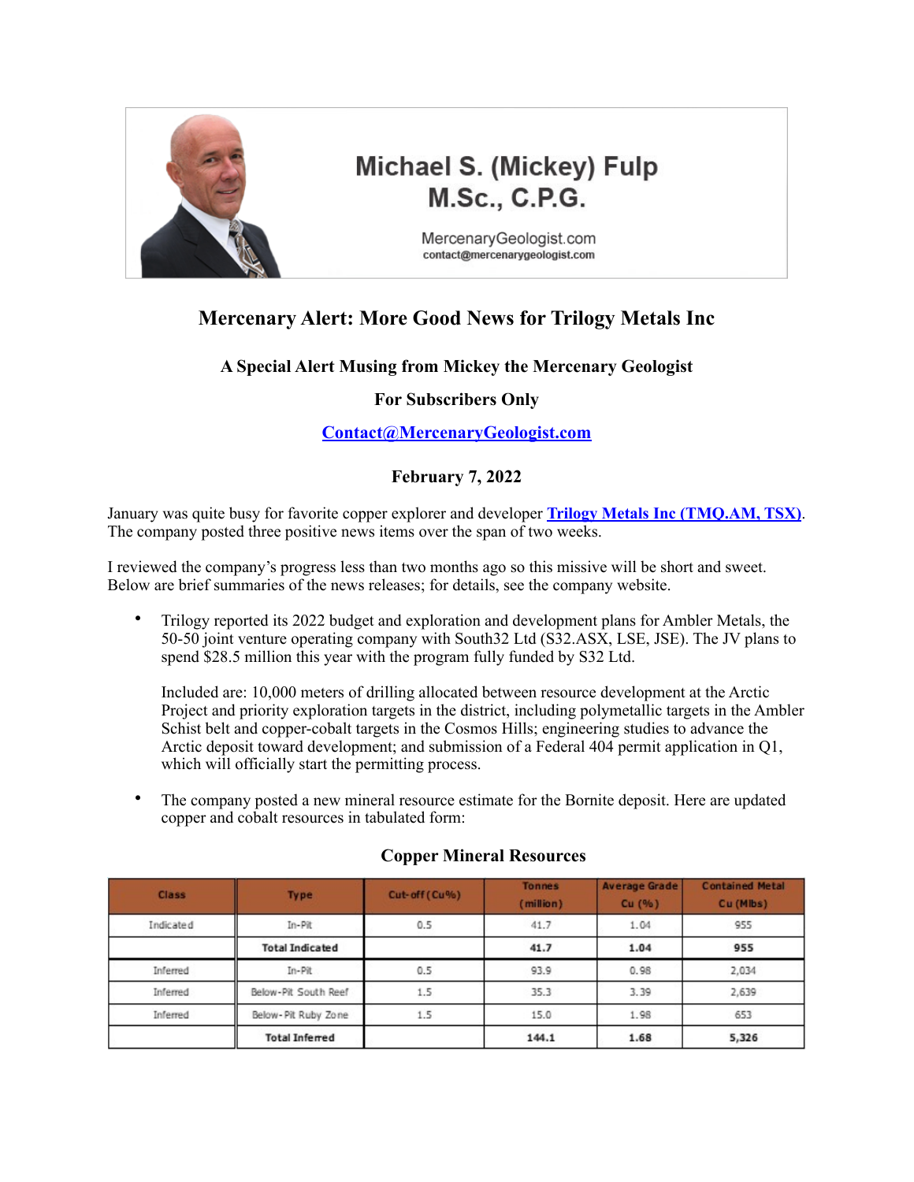Michael S. (Mickey) Fulp
M.Sc., C.P.G.

MercenaryGeologist.com
contact@mercenarygeologist.com

# Mercenary Alert: More Good News for Trilogy Metals Inc

### A Special Alert Musing from Mickey the Mercenary Geologist

### For Subscribers Only

### [Contact@MercenaryGeologist.com](mailto:Contact@MercenaryGeologist.com)

### February 7, 2022

January was quite busy for favorite copper explorer and developer **[Trilogy Metals Inc (TMQ.AM, TSX)](#)**. The company posted three positive news items over the span of two weeks.

I reviewed the company's progress less than two months ago so this missive will be short and sweet. Below are brief summaries of the news releases; for details, see the company website.

- Trilogy reported its 2022 budget and exploration and development plans for Ambler Metals, the 50-50 joint venture operating company with South32 Ltd (S32.ASX, LSE, JSE). The JV plans to spend $28.5 million this year with the program fully funded by S32 Ltd.

  Included are: 10,000 meters of drilling allocated between resource development at the Arctic Project and priority exploration targets in the district, including polymetallic targets in the Ambler Schist belt and copper-cobalt targets in the Cosmos Hills; engineering studies to advance the Arctic deposit toward development; and submission of a Federal 404 permit application in Q1, which will officially start the permitting process.

- The company posted a new mineral resource estimate for the Bornite deposit. Here are updated copper and cobalt resources in tabulated form:

**Copper Mineral Resources**

| Class | Type | Cut-off (Cu%) | Tonnes (million) | Average Grade Cu (%) | Contained Metal Cu (Mlbs) |
|---|---|---|---|---|---|
| Indicated | In-Pit | 0.5 | 41.7 | 1.04 | 955 |
| | **Total Indicated** | | **41.7** | **1.04** | **955** |
| Inferred | In-Pit | 0.5 | 93.9 | 0.98 | 2,034 |
| Inferred | Below-Pit South Reef | 1.5 | 35.3 | 3.39 | 2,639 |
| Inferred | Below-Pit Ruby Zone | 1.5 | 15.0 | 1.98 | 653 |
| | **Total Inferred** | | **144.1** | **1.68** | **5,326** |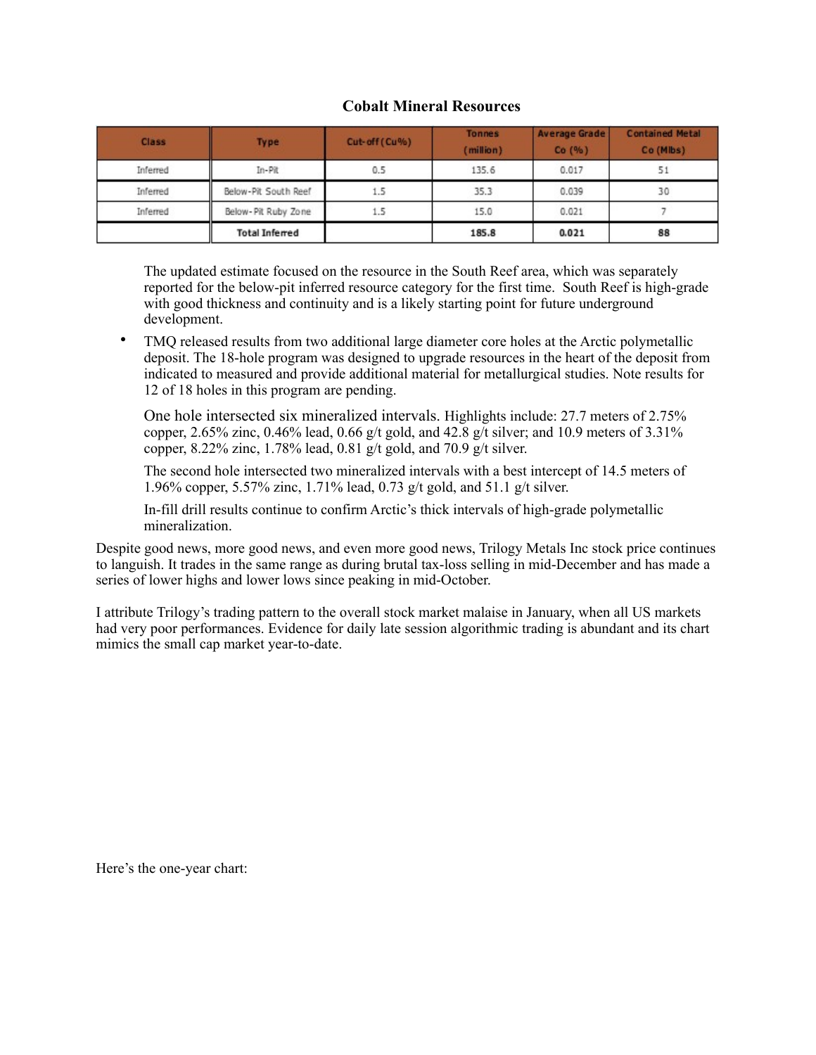### Cobalt Mineral Resources

| Class | Type | Cut-off (Cu%) | Tonnes (million) | Average Grade Co (%) | Contained Metal Co (Mlbs) |
|---|---|---|---|---|---|
| Inferred | In-Pit | 0.5 | 135.6 | 0.017 | 51 |
| Inferred | Below-Pit South Reef | 1.5 | 35.3 | 0.039 | 30 |
| Inferred | Below-Pit Ruby Zone | 1.5 | 15.0 | 0.021 | 7 |
| | **Total Inferred** | | **185.8** | **0.021** | **88** |

The updated estimate focused on the resource in the South Reef area, which was separately reported for the below-pit inferred resource category for the first time. South Reef is high-grade with good thickness and continuity and is a likely starting point for future underground development.

- TMQ released results from two additional large diameter core holes at the Arctic polymetallic deposit. The 18-hole program was designed to upgrade resources in the heart of the deposit from indicated to measured and provide additional material for metallurgical studies. Note results for 12 of 18 holes in this program are pending.

  One hole intersected six mineralized intervals. Highlights include: 27.7 meters of 2.75% copper, 2.65% zinc, 0.46% lead, 0.66 g/t gold, and 42.8 g/t silver; and 10.9 meters of 3.31% copper, 8.22% zinc, 1.78% lead, 0.81 g/t gold, and 70.9 g/t silver.

  The second hole intersected two mineralized intervals with a best intercept of 14.5 meters of 1.96% copper, 5.57% zinc, 1.71% lead, 0.73 g/t gold, and 51.1 g/t silver.

  In-fill drill results continue to confirm Arctic's thick intervals of high-grade polymetallic mineralization.

Despite good news, more good news, and even more good news, Trilogy Metals Inc stock price continues to languish. It trades in the same range as during brutal tax-loss selling in mid-December and has made a series of lower highs and lower lows since peaking in mid-October.

I attribute Trilogy's trading pattern to the overall stock market malaise in January, when all US markets had very poor performances. Evidence for daily late session algorithmic trading is abundant and its chart mimics the small cap market year-to-date.

Here's the one-year chart: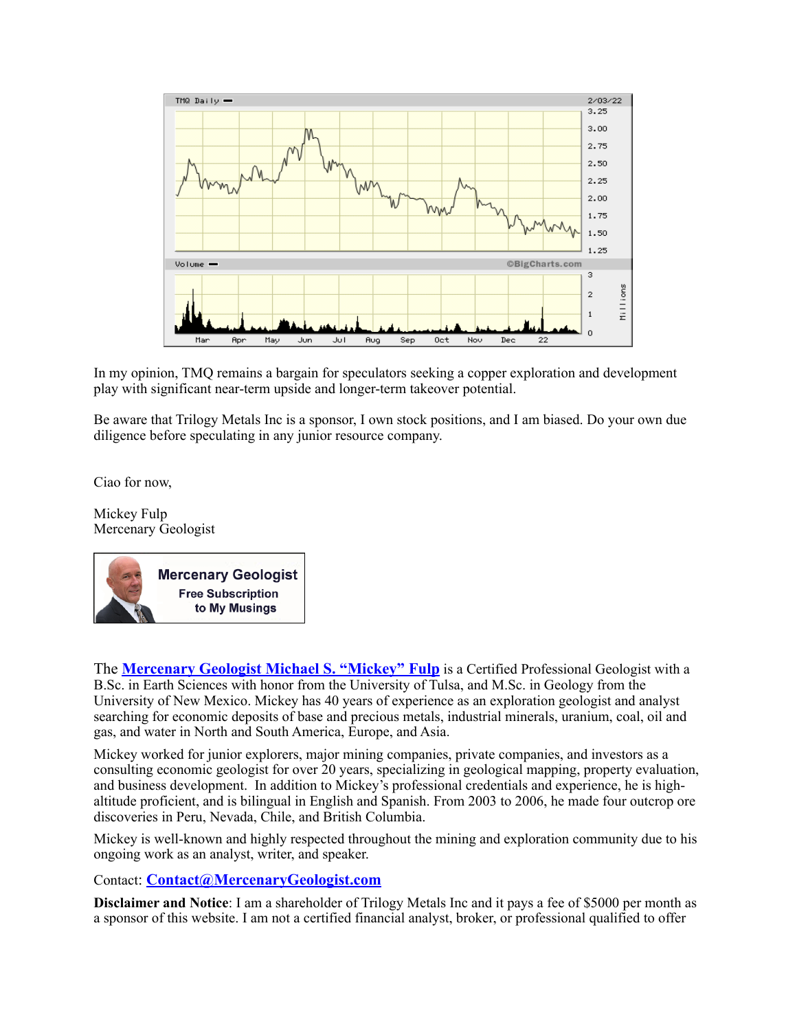TMQ Daily
2/03/22
3.25
3.00
2.75
2.50
2.25
2.00
1.75
1.50
1.25
Volume
©BigCharts.com
3
2
1
0
Millions
Mar Apr May Jun Jul Aug Sep Oct Nov Dec 22

In my opinion, TMQ remains a bargain for speculators seeking a copper exploration and development play with significant near-term upside and longer-term takeover potential.

Be aware that Trilogy Metals Inc is a sponsor, I own stock positions, and I am biased. Do your own due diligence before speculating in any junior resource company.

Ciao for now,

Mickey Fulp
Mercenary Geologist

**Mercenary Geologist**
**Free Subscription to My Musings**

The **[Mercenary Geologist Michael S. "Mickey" Fulp]** is a Certified Professional Geologist with a B.Sc. in Earth Sciences with honor from the University of Tulsa, and M.Sc. in Geology from the University of New Mexico. Mickey has 40 years of experience as an exploration geologist and analyst searching for economic deposits of base and precious metals, industrial minerals, uranium, coal, oil and gas, and water in North and South America, Europe, and Asia.

Mickey worked for junior explorers, major mining companies, private companies, and investors as a consulting economic geologist for over 20 years, specializing in geological mapping, property evaluation, and business development. In addition to Mickey's professional credentials and experience, he is high-altitude proficient, and is bilingual in English and Spanish. From 2003 to 2006, he made four outcrop ore discoveries in Peru, Nevada, Chile, and British Columbia.

Mickey is well-known and highly respected throughout the mining and exploration community due to his ongoing work as an analyst, writer, and speaker.

Contact: **Contact@MercenaryGeologist.com**

**Disclaimer and Notice**: I am a shareholder of Trilogy Metals Inc and it pays a fee of $5000 per month as a sponsor of this website. I am not a certified financial analyst, broker, or professional qualified to offer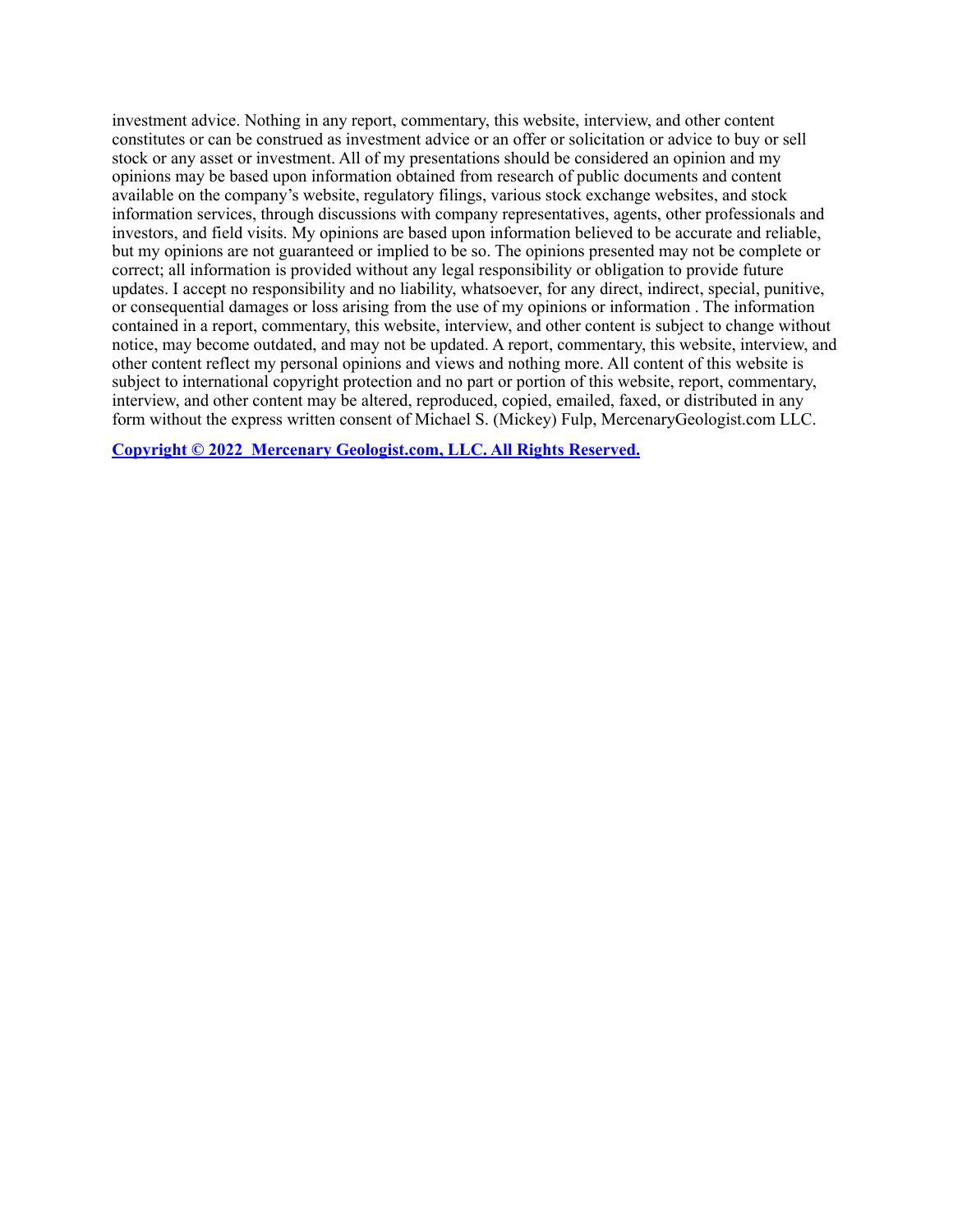investment advice. Nothing in any report, commentary, this website, interview, and other content constitutes or can be construed as investment advice or an offer or solicitation or advice to buy or sell stock or any asset or investment. All of my presentations should be considered an opinion and my opinions may be based upon information obtained from research of public documents and content available on the company's website, regulatory filings, various stock exchange websites, and stock information services, through discussions with company representatives, agents, other professionals and investors, and field visits. My opinions are based upon information believed to be accurate and reliable, but my opinions are not guaranteed or implied to be so. The opinions presented may not be complete or correct; all information is provided without any legal responsibility or obligation to provide future updates. I accept no responsibility and no liability, whatsoever, for any direct, indirect, special, punitive, or consequential damages or loss arising from the use of my opinions or information . The information contained in a report, commentary, this website, interview, and other content is subject to change without notice, may become outdated, and may not be updated. A report, commentary, this website, interview, and other content reflect my personal opinions and views and nothing more. All content of this website is subject to international copyright protection and no part or portion of this website, report, commentary, interview, and other content may be altered, reproduced, copied, emailed, faxed, or distributed in any form without the express written consent of Michael S. (Mickey) Fulp, MercenaryGeologist.com LLC.

**Copyright © 2022 Mercenary Geologist.com, LLC. All Rights Reserved.**